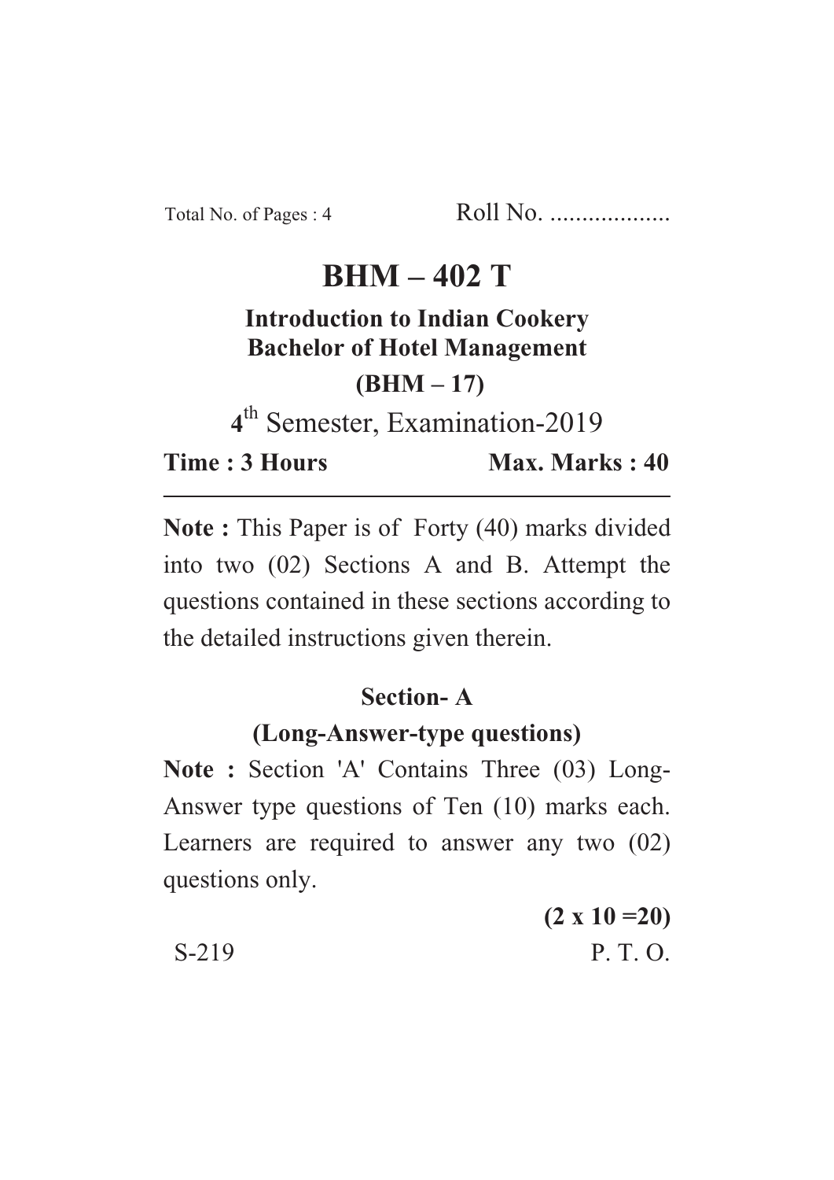Total No. of Pages : 4 Roll No. ...................

# BHM – 402 T

**Introduction to Indian Cookery**
**Bachelor of Hotel Management**

**(BHM – 17)**

4th Semester, Examination-2019

**Time : 3 Hours** **Max. Marks : 40**

---

**Note :** This Paper is of Forty (40) marks divided into two (02) Sections A and B. Attempt the questions contained in these sections according to the detailed instructions given therein.

## Section- A

### (Long-Answer-type questions)

**Note :** Section 'A' Contains Three (03) Long-Answer type questions of Ten (10) marks each. Learners are required to answer any two (02) questions only.

**(2 x 10 =20)**

S-219 P. T. O.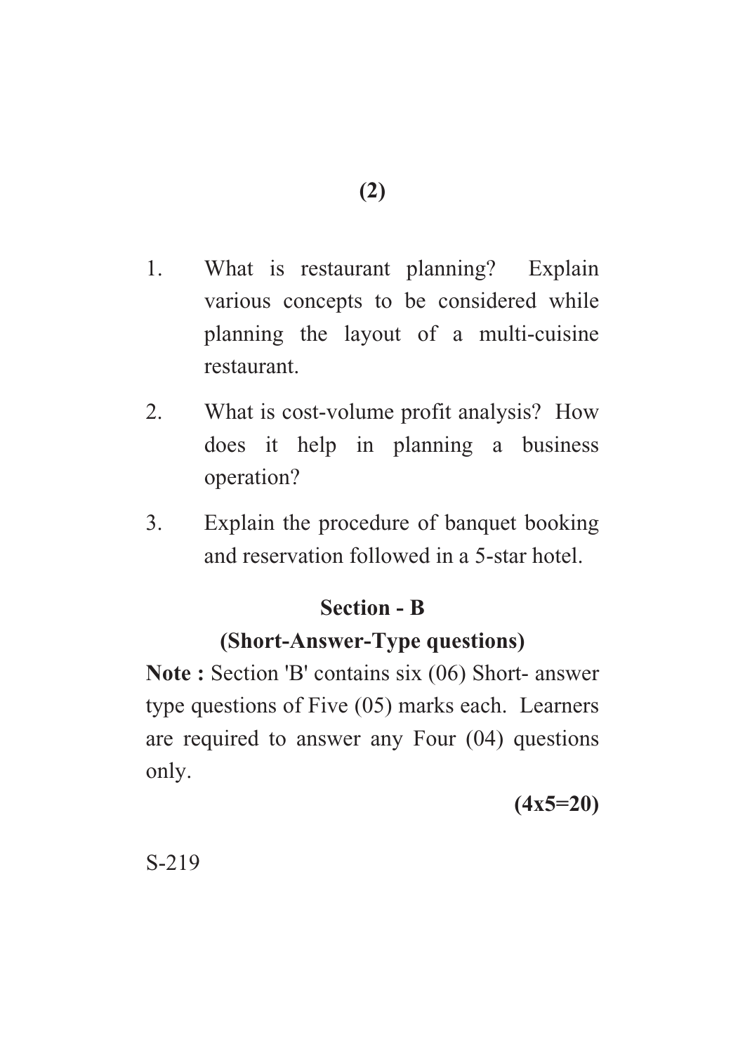1. What is restaurant planning? Explain various concepts to be considered while planning the layout of a multi-cuisine restaurant.

2. What is cost-volume profit analysis? How does it help in planning a business operation?

3. Explain the procedure of banquet booking and reservation followed in a 5-star hotel.

## Section - B

### (Short-Answer-Type questions)

**Note :** Section 'B' contains six (06) Short- answer type questions of Five (05) marks each. Learners are required to answer any Four (04) questions only.

**(4x5=20)**

S-219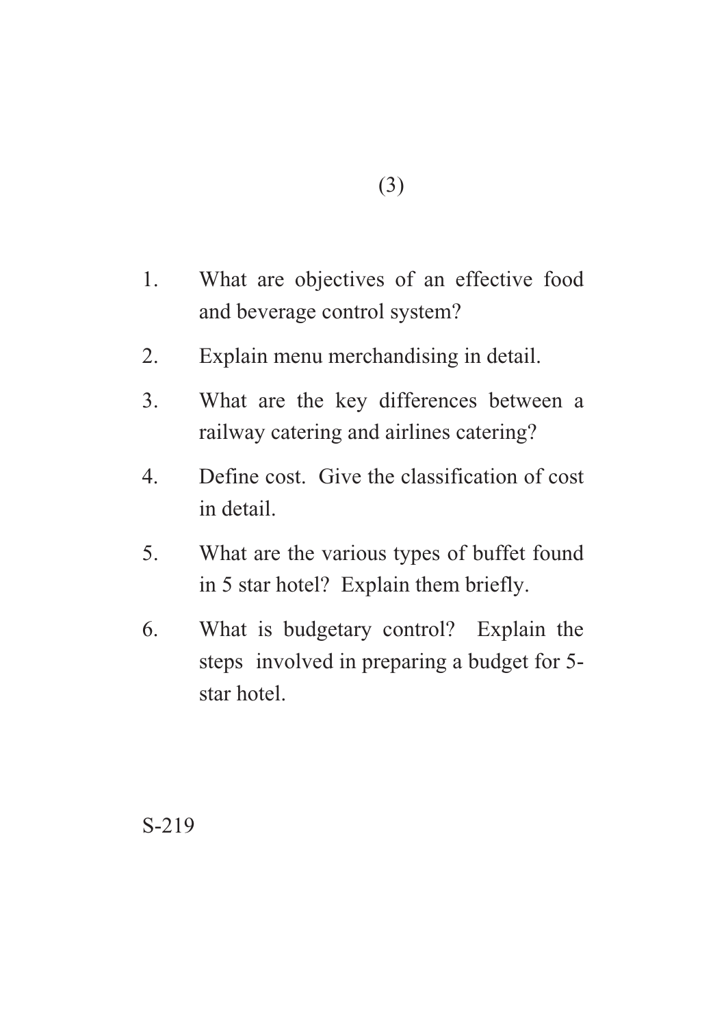1. What are objectives of an effective food and beverage control system?
2. Explain menu merchandising in detail.
3. What are the key differences between a railway catering and airlines catering?
4. Define cost. Give the classification of cost in detail.
5. What are the various types of buffet found in 5 star hotel? Explain them briefly.
6. What is budgetary control? Explain the steps involved in preparing a budget for 5-star hotel.

S-219